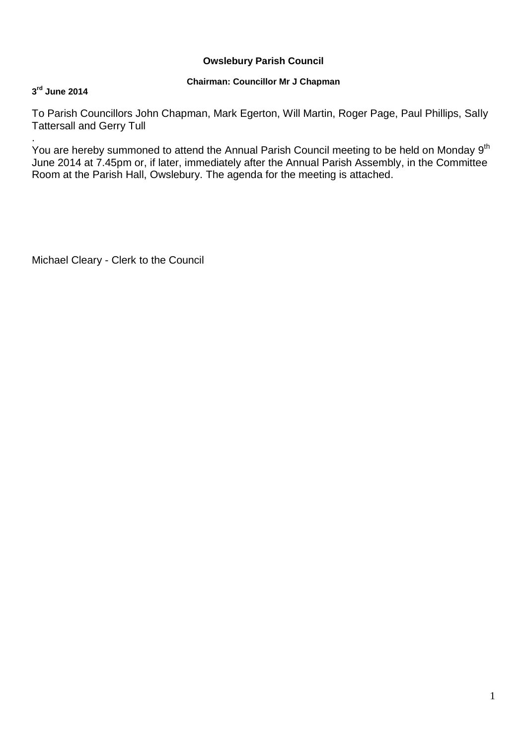**Owslebury Parish Council**

**Chairman: Councillor Mr J Chapman**

**3rd June 2014**

To Parish Councillors John Chapman, Mark Egerton, Will Martin, Roger Page, Paul Phillips, Sally Tattersall and Gerry Tull

.

You are hereby summoned to attend the Annual Parish Council meeting to be held on Monday 9th June 2014 at 7.45pm or, if later, immediately after the Annual Parish Assembly, in the Committee Room at the Parish Hall, Owslebury. The agenda for the meeting is attached.

Michael Cleary - Clerk to the Council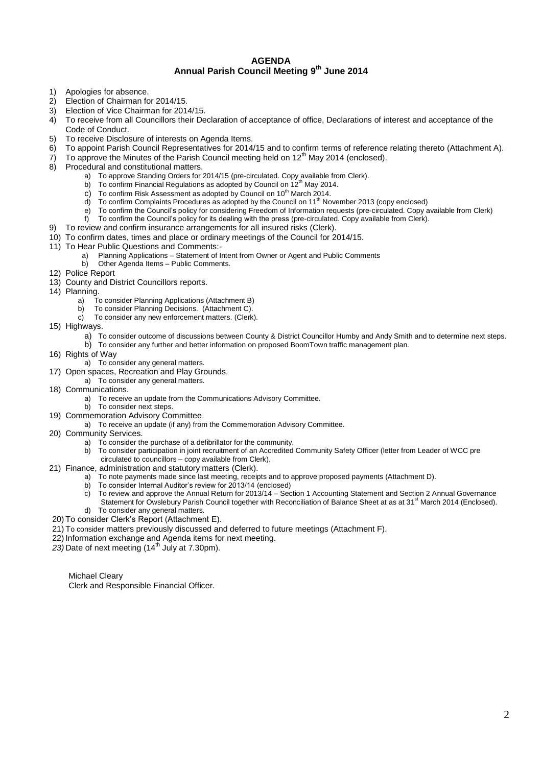**AGENDA**
**Annual Parish Council Meeting 9th June 2014**

1) Apologies for absence.
2) Election of Chairman for 2014/15.
3) Election of Vice Chairman for 2014/15.
4) To receive from all Councillors their Declaration of acceptance of office, Declarations of interest and acceptance of the Code of Conduct.
5) To receive Disclosure of interests on Agenda Items.
6) To appoint Parish Council Representatives for 2014/15 and to confirm terms of reference relating thereto (Attachment A).
7) To approve the Minutes of the Parish Council meeting held on 12th May 2014 (enclosed).
8) Procedural and constitutional matters.
   a) To approve Standing Orders for 2014/15 (pre-circulated. Copy available from Clerk).
   b) To confirm Financial Regulations as adopted by Council on 12th May 2014.
   c) To confirm Risk Assessment as adopted by Council on 10th March 2014.
   d) To confirm Complaints Procedures as adopted by the Council on 11th November 2013 (copy enclosed)
   e) To confirm the Council's policy for considering Freedom of Information requests (pre-circulated. Copy available from Clerk)
   f) To confirm the Council's policy for its dealing with the press (pre-circulated. Copy available from Clerk).
9) To review and confirm insurance arrangements for all insured risks (Clerk).
10) To confirm dates, times and place or ordinary meetings of the Council for 2014/15.
11) To Hear Public Questions and Comments:-
    a) Planning Applications – Statement of Intent from Owner or Agent and Public Comments
    b) Other Agenda Items – Public Comments.
12) Police Report
13) County and District Councillors reports.
14) Planning.
    a) To consider Planning Applications (Attachment B)
    b) To consider Planning Decisions. (Attachment C).
    c) To consider any new enforcement matters. (Clerk).
15) Highways.
    a) To consider outcome of discussions between County & District Councillor Humby and Andy Smith and to determine next steps.
    b) To consider any further and better information on proposed BoomTown traffic management plan.
16) Rights of Way
    a) To consider any general matters.
17) Open spaces, Recreation and Play Grounds.
    a) To consider any general matters.
18) Communications.
    a) To receive an update from the Communications Advisory Committee.
    b) To consider next steps.
19) Commemoration Advisory Committee
    a) To receive an update (if any) from the Commemoration Advisory Committee.
20) Community Services.
    a) To consider the purchase of a defibrillator for the community.
    b) To consider participation in joint recruitment of an Accredited Community Safety Officer (letter from Leader of WCC pre circulated to councillors – copy available from Clerk).
21) Finance, administration and statutory matters (Clerk).
    a) To note payments made since last meeting, receipts and to approve proposed payments (Attachment D).
    b) To consider Internal Auditor's review for 2013/14 (enclosed)
    c) To review and approve the Annual Return for 2013/14 – Section 1 Accounting Statement and Section 2 Annual Governance Statement for Owslebury Parish Council together with Reconciliation of Balance Sheet at as at 31st March 2014 (Enclosed).
    d) To consider any general matters.
20) To consider Clerk's Report (Attachment E).
21) To consider matters previously discussed and deferred to future meetings (Attachment F).
22) Information exchange and Agenda items for next meeting.
23) Date of next meeting (14th July at 7.30pm).

Michael Cleary
Clerk and Responsible Financial Officer.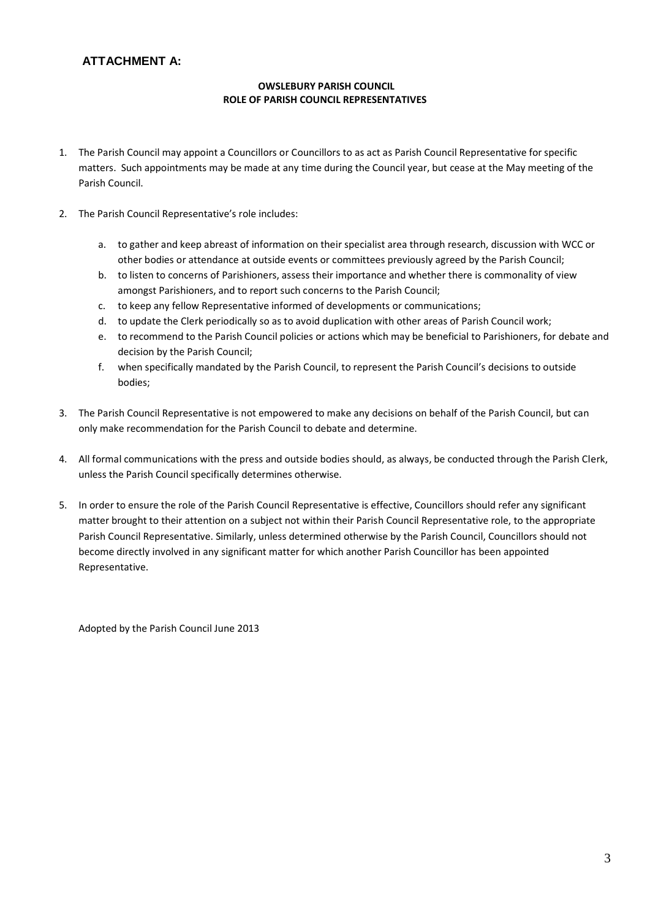## ATTACHMENT A:

**OWSLEBURY PARISH COUNCIL**
**ROLE OF PARISH COUNCIL REPRESENTATIVES**

1. The Parish Council may appoint a Councillors or Councillors to as act as Parish Council Representative for specific matters. Such appointments may be made at any time during the Council year, but cease at the May meeting of the Parish Council.

2. The Parish Council Representative's role includes:

   a. to gather and keep abreast of information on their specialist area through research, discussion with WCC or other bodies or attendance at outside events or committees previously agreed by the Parish Council;
   b. to listen to concerns of Parishioners, assess their importance and whether there is commonality of view amongst Parishioners, and to report such concerns to the Parish Council;
   c. to keep any fellow Representative informed of developments or communications;
   d. to update the Clerk periodically so as to avoid duplication with other areas of Parish Council work;
   e. to recommend to the Parish Council policies or actions which may be beneficial to Parishioners, for debate and decision by the Parish Council;
   f. when specifically mandated by the Parish Council, to represent the Parish Council's decisions to outside bodies;

3. The Parish Council Representative is not empowered to make any decisions on behalf of the Parish Council, but can only make recommendation for the Parish Council to debate and determine.

4. All formal communications with the press and outside bodies should, as always, be conducted through the Parish Clerk, unless the Parish Council specifically determines otherwise.

5. In order to ensure the role of the Parish Council Representative is effective, Councillors should refer any significant matter brought to their attention on a subject not within their Parish Council Representative role, to the appropriate Parish Council Representative. Similarly, unless determined otherwise by the Parish Council, Councillors should not become directly involved in any significant matter for which another Parish Councillor has been appointed Representative.

Adopted by the Parish Council June 2013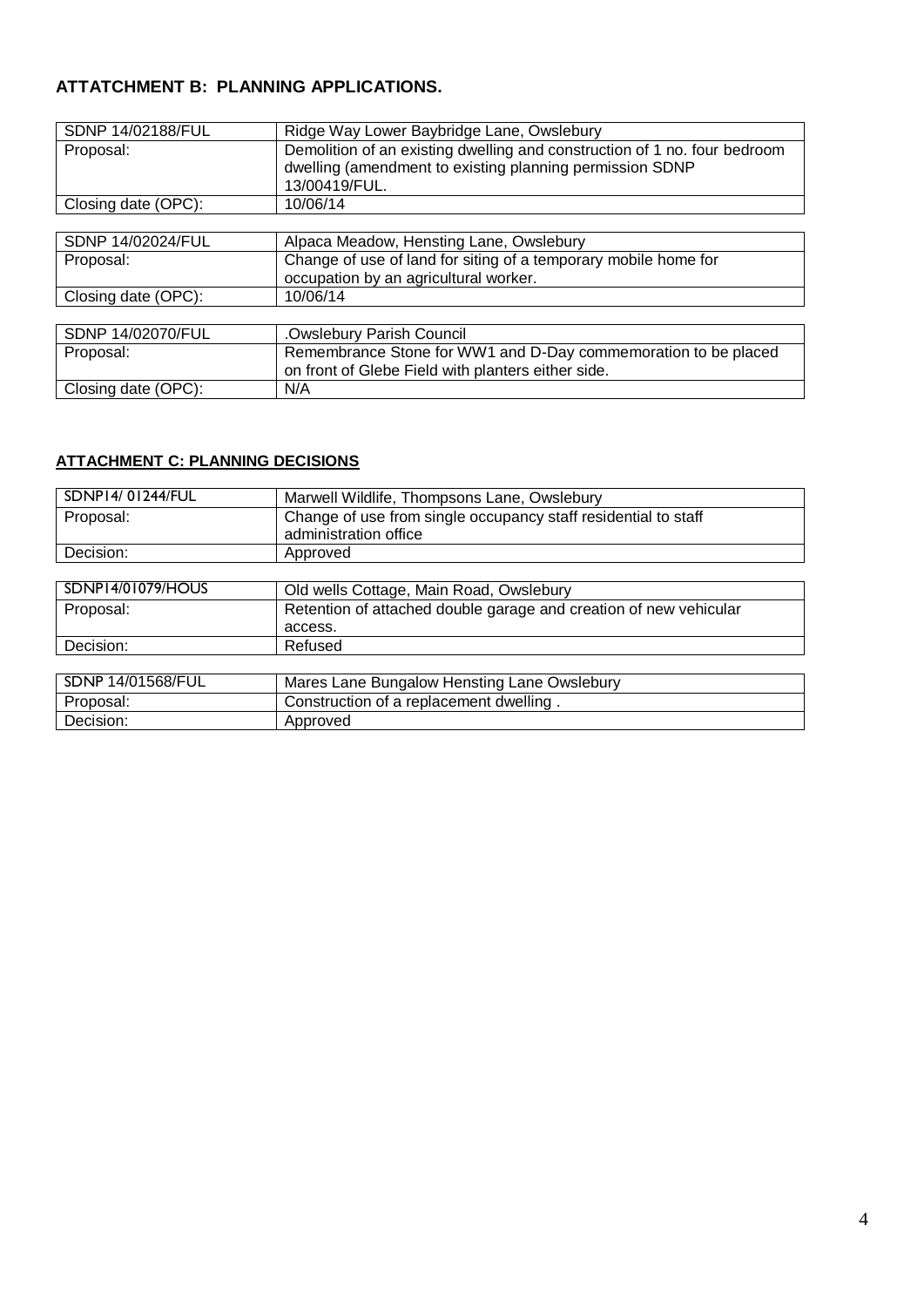## ATTATCHMENT B: PLANNING APPLICATIONS.

| SDNP 14/02188/FUL | Ridge Way Lower Baybridge Lane, Owslebury |
|---|---|
| Proposal: | Demolition of an existing dwelling and construction of 1 no. four bedroom dwelling (amendment to existing planning permission SDNP 13/00419/FUL. |
| Closing date (OPC): | 10/06/14 |

| SDNP 14/02024/FUL | Alpaca Meadow, Hensting Lane, Owslebury |
|---|---|
| Proposal: | Change of use of land for siting of a temporary mobile home for occupation by an agricultural worker. |
| Closing date (OPC): | 10/06/14 |

| SDNP 14/02070/FUL | .Owslebury Parish Council |
|---|---|
| Proposal: | Remembrance Stone for WW1 and D-Day commemoration to be placed on front of Glebe Field with planters either side. |
| Closing date (OPC): | N/A |

## ATTACHMENT C: PLANNING DECISIONS

| SDNP14/ 01244/FUL | Marwell Wildlife, Thompsons Lane, Owslebury |
|---|---|
| Proposal: | Change of use from single occupancy staff residential to staff administration office |
| Decision: | Approved |

| SDNP14/01079/HOUS | Old wells Cottage, Main Road, Owslebury |
|---|---|
| Proposal: | Retention of attached double garage and creation of new vehicular access. |
| Decision: | Refused |

| SDNP 14/01568/FUL | Mares Lane Bungalow Hensting Lane Owslebury |
|---|---|
| Proposal: | Construction of a replacement dwelling . |
| Decision: | Approved |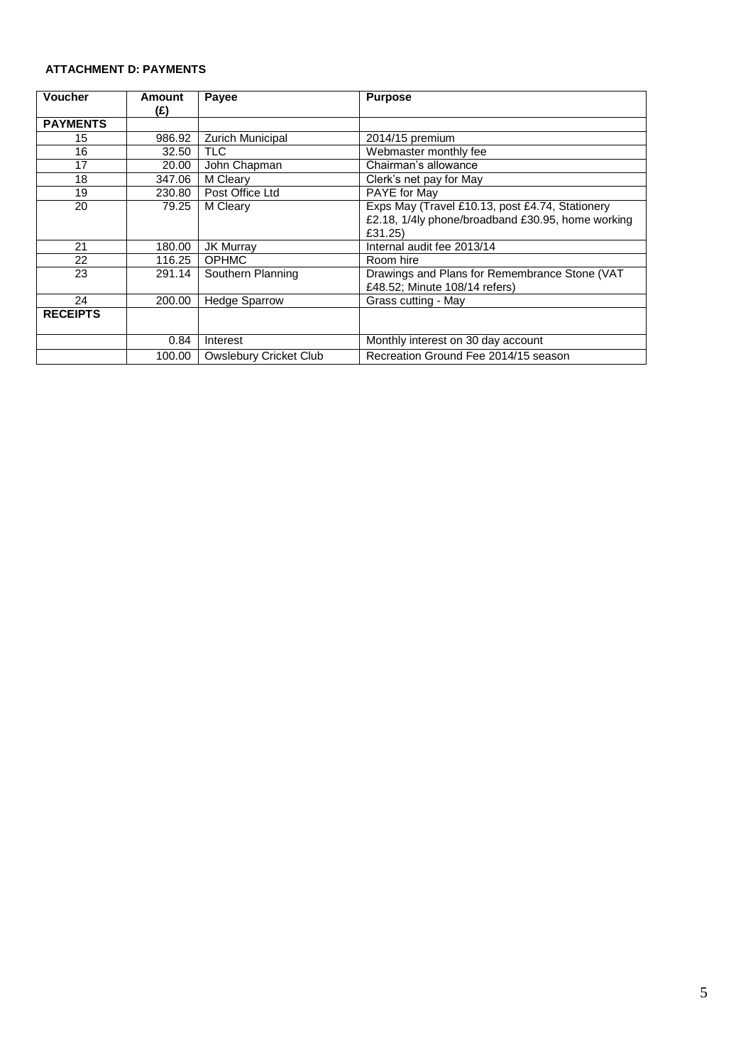**ATTACHMENT D: PAYMENTS**

| Voucher | Amount (£) | Payee | Purpose |
|---|---|---|---|
| **PAYMENTS** | | | |
| 15 | 986.92 | Zurich Municipal | 2014/15 premium |
| 16 | 32.50 | TLC | Webmaster monthly fee |
| 17 | 20.00 | John Chapman | Chairman's allowance |
| 18 | 347.06 | M Cleary | Clerk's net pay for May |
| 19 | 230.80 | Post Office Ltd | PAYE for May |
| 20 | 79.25 | M Cleary | Exps May (Travel £10.13, post £4.74, Stationery £2.18, 1/4ly phone/broadband £30.95, home working £31.25) |
| 21 | 180.00 | JK Murray | Internal audit fee 2013/14 |
| 22 | 116.25 | OPHMC | Room hire |
| 23 | 291.14 | Southern Planning | Drawings and Plans for Remembrance Stone (VAT £48.52; Minute 108/14 refers) |
| 24 | 200.00 | Hedge Sparrow | Grass cutting - May |
| **RECEIPTS** | | | |
| | 0.84 | Interest | Monthly interest on 30 day account |
| | 100.00 | Owslebury Cricket Club | Recreation Ground Fee 2014/15 season |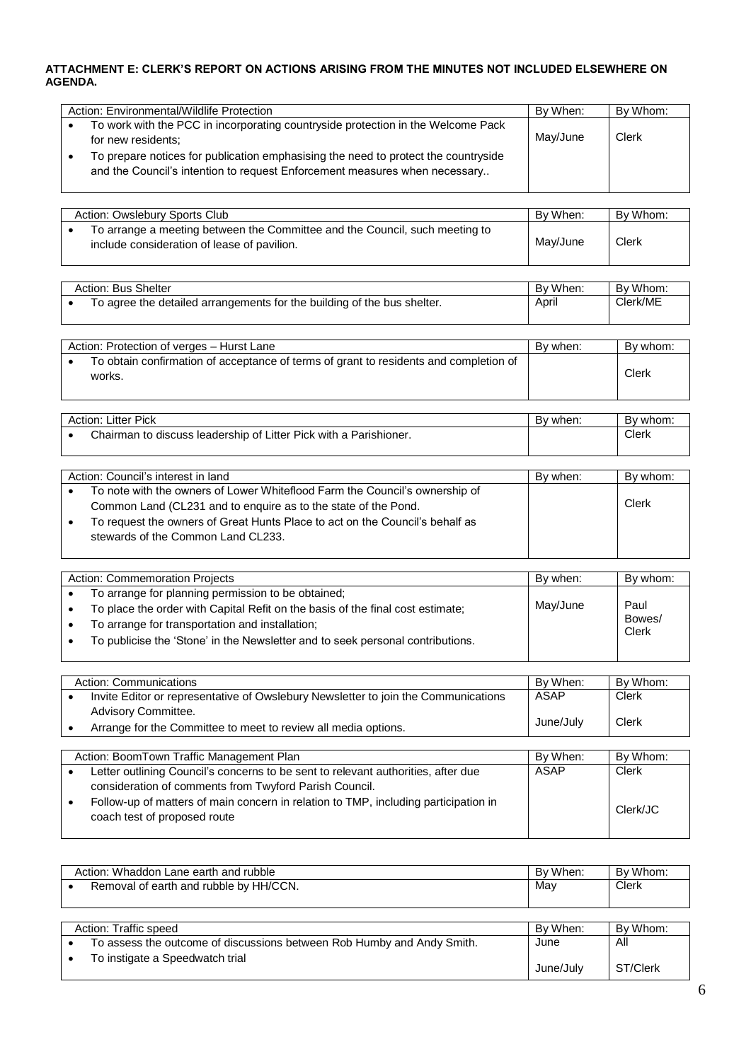**ATTACHMENT E: CLERK'S REPORT ON ACTIONS ARISING FROM THE MINUTES NOT INCLUDED ELSEWHERE ON AGENDA.**

| Action: Environmental/Wildlife Protection | By When: | By Whom: |
|---|---|---|
| • To work with the PCC in incorporating countryside protection in the Welcome Pack for new residents;<br>• To prepare notices for publication emphasising the need to protect the countryside and the Council's intention to request Enforcement measures when necessary.. | May/June | Clerk |

| Action: Owslebury Sports Club | By When: | By Whom: |
|---|---|---|
| • To arrange a meeting between the Committee and the Council, such meeting to include consideration of lease of pavilion. | May/June | Clerk |

| Action: Bus Shelter | By When: | By Whom: |
|---|---|---|
| • To agree the detailed arrangements for the building of the bus shelter. | April | Clerk/ME |

| Action: Protection of verges – Hurst Lane | By when: | By whom: |
|---|---|---|
| • To obtain confirmation of acceptance of terms of grant to residents and completion of works. | | Clerk |

| Action: Litter Pick | By when: | By whom: |
|---|---|---|
| • Chairman to discuss leadership of Litter Pick with a Parishioner. | | Clerk |

| Action: Council's interest in land | By when: | By whom: |
|---|---|---|
| • To note with the owners of Lower Whiteflood Farm the Council's ownership of Common Land (CL231 and to enquire as to the state of the Pond.<br>• To request the owners of Great Hunts Place to act on the Council's behalf as stewards of the Common Land CL233. | | Clerk |

| Action: Commemoration Projects | By when: | By whom: |
|---|---|---|
| • To arrange for planning permission to be obtained;<br>• To place the order with Capital Refit on the basis of the final cost estimate;<br>• To arrange for transportation and installation;<br>• To publicise the 'Stone' in the Newsletter and to seek personal contributions. | May/June | Paul Bowes/ Clerk |

| Action: Communications | By When: | By Whom: |
|---|---|---|
| • Invite Editor or representative of Owslebury Newsletter to join the Communications Advisory Committee. | ASAP | Clerk |
| • Arrange for the Committee to meet to review all media options. | June/July | Clerk |

| Action: BoomTown Traffic Management Plan | By When: | By Whom: |
|---|---|---|
| • Letter outlining Council's concerns to be sent to relevant authorities, after due consideration of comments from Twyford Parish Council. | ASAP | Clerk |
| • Follow-up of matters of main concern in relation to TMP, including participation in coach test of proposed route | | Clerk/JC |

| Action: Whaddon Lane earth and rubble | By When: | By Whom: |
|---|---|---|
| • Removal of earth and rubble by HH/CCN. | May | Clerk |

| Action: Traffic speed | By When: | By Whom: |
|---|---|---|
| • To assess the outcome of discussions between Rob Humby and Andy Smith. | June | All |
| • To instigate a Speedwatch trial | June/July | ST/Clerk |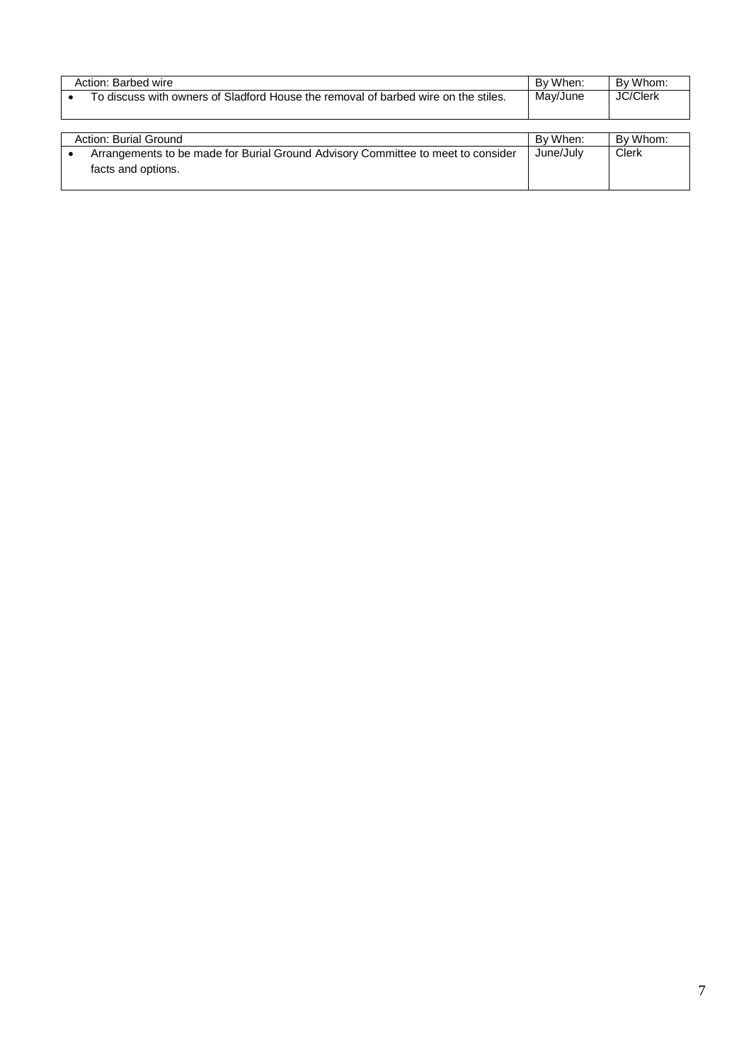| Action: Barbed wire | By When: | By Whom: |
| --- | --- | --- |
| • To discuss with owners of Sladford House the removal of barbed wire on the stiles. | May/June | JC/Clerk |

| Action: Burial Ground | By When: | By Whom: |
| --- | --- | --- |
| • Arrangements to be made for Burial Ground Advisory Committee to meet to consider facts and options. | June/July | Clerk |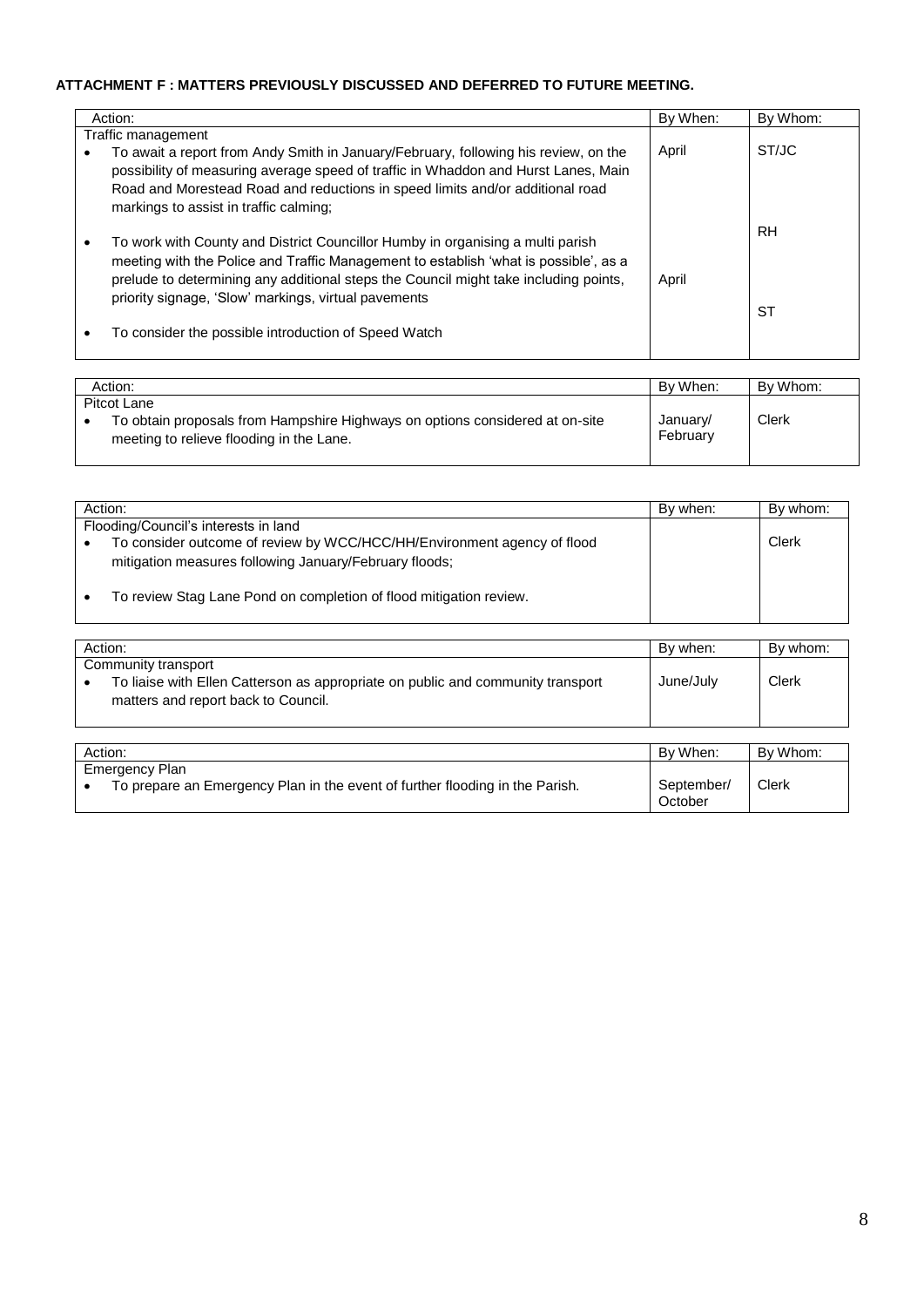**ATTACHMENT F : MATTERS PREVIOUSLY DISCUSSED AND DEFERRED TO FUTURE MEETING.**

| Action: | By When: | By Whom: |
|---|---|---|
| Traffic management<br>• To await a report from Andy Smith in January/February, following his review, on the possibility of measuring average speed of traffic in Whaddon and Hurst Lanes, Main Road and Morestead Road and reductions in speed limits and/or additional road markings to assist in traffic calming;<br>• To work with County and District Councillor Humby in organising a multi parish meeting with the Police and Traffic Management to establish 'what is possible', as a prelude to determining any additional steps the Council might take including points, priority signage, 'Slow' markings, virtual pavements<br>• To consider the possible introduction of Speed Watch | April<br><br>April | ST/JC<br><br>RH<br><br>ST |

| Action: | By When: | By Whom: |
|---|---|---|
| Pitcot Lane<br>• To obtain proposals from Hampshire Highways on options considered at on-site meeting to relieve flooding in the Lane. | January/ February | Clerk |

| Action: | By when: | By whom: |
|---|---|---|
| Flooding/Council's interests in land<br>• To consider outcome of review by WCC/HCC/HH/Environment agency of flood mitigation measures following January/February floods;<br>• To review Stag Lane Pond on completion of flood mitigation review. | | Clerk |

| Action: | By when: | By whom: |
|---|---|---|
| Community transport<br>• To liaise with Ellen Catterson as appropriate on public and community transport matters and report back to Council. | June/July | Clerk |

| Action: | By When: | By Whom: |
|---|---|---|
| Emergency Plan<br>• To prepare an Emergency Plan in the event of further flooding in the Parish. | September/ October | Clerk |